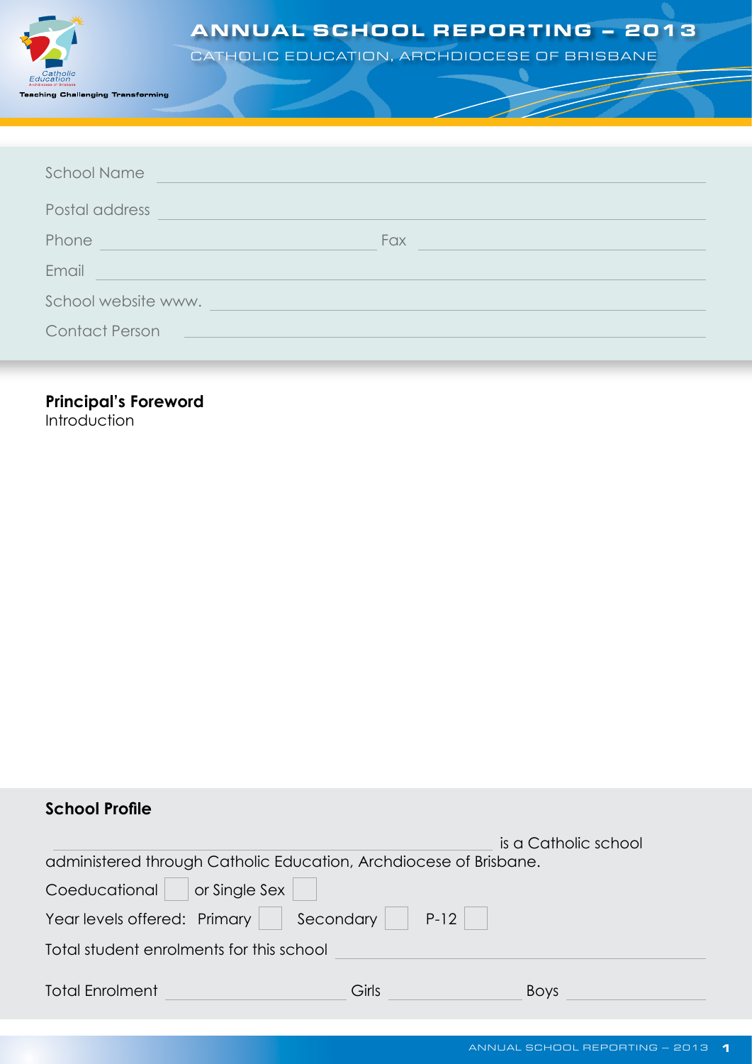# ANNUAL SCHOOL REPORTING – 2013

CATHOLIC EDUCATION, ARCHDIOCESE OF BRISBANE

Teaching Challenging Transforming

School Name

Postal address

Phone  Fax

Email

School website www.

Contact Person

**Principal's Foreword**

Introduction

## School Profile

______________________ is a Catholic school administered through Catholic Education, Archdiocese of Brisbane.

Coeducational ☐ or Single Sex ☐

Year levels offered: Primary ☐ Secondary ☐ P-12 ☐

Total student enrolments for this school

Total Enrolment  Girls  Boys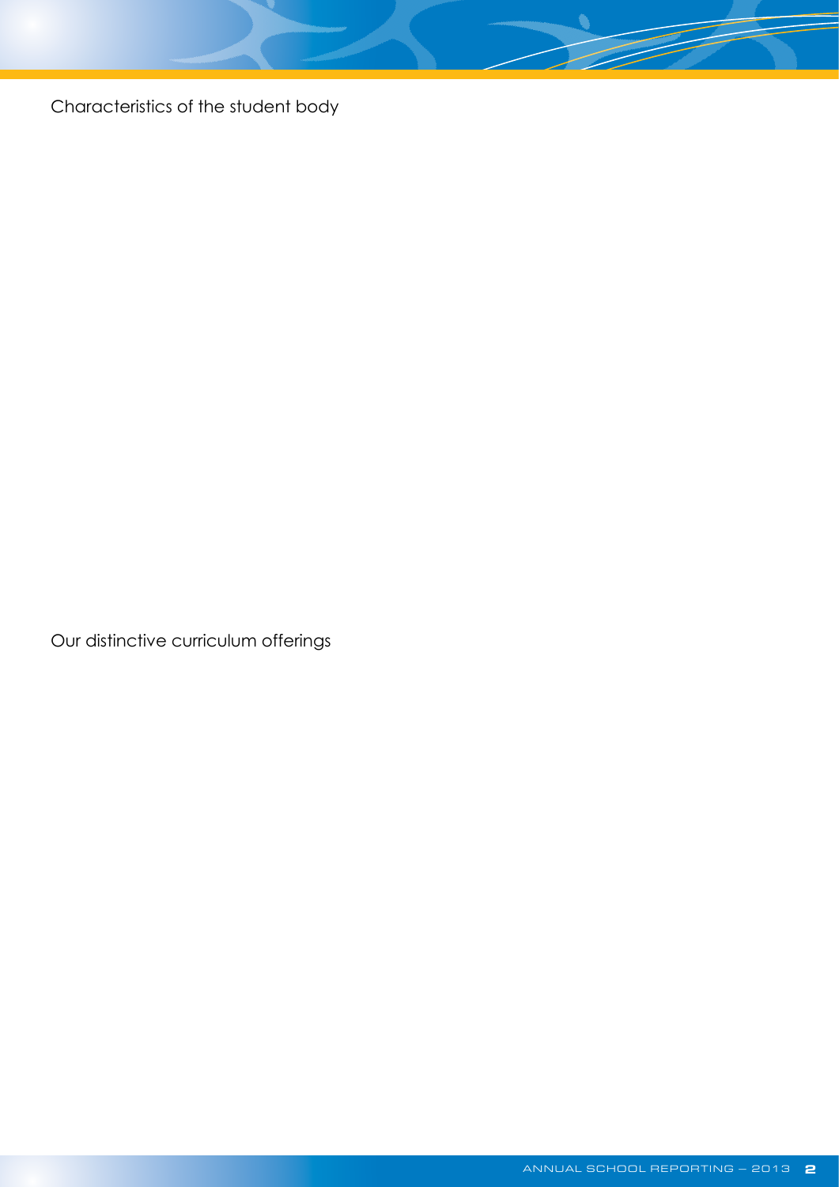## Characteristics of the student body

## Our distinctive curriculum offerings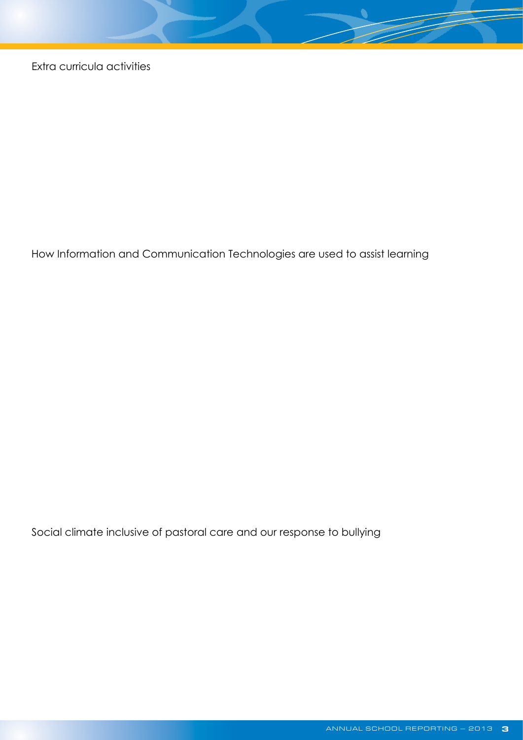## Extra curricula activities

## How Information and Communication Technologies are used to assist learning

## Social climate inclusive of pastoral care and our response to bullying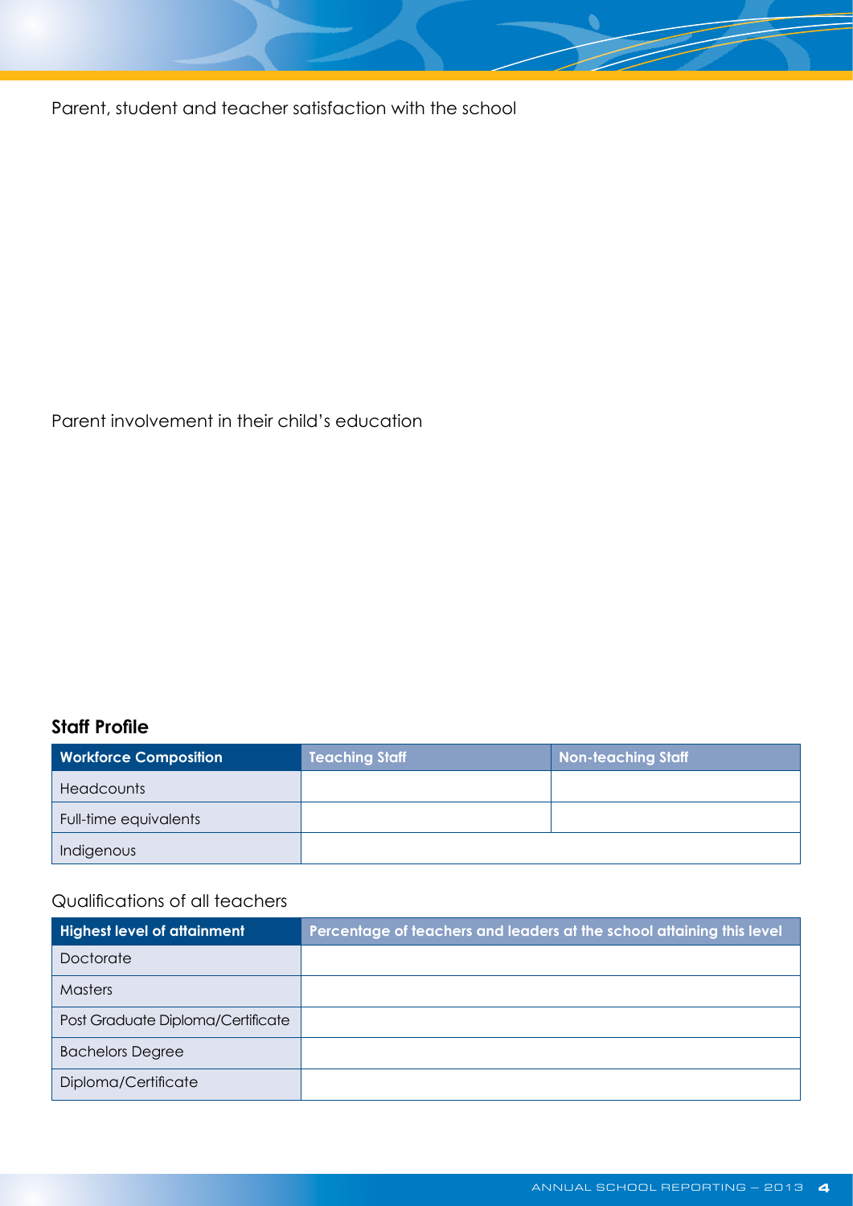Parent, student and teacher satisfaction with the school

Parent involvement in their child's education

## Staff Profile

| Workforce Composition | Teaching Staff | Non-teaching Staff |
|---|---|---|
| Headcounts | | |
| Full-time equivalents | | |
| Indigenous | | |

### Qualifications of all teachers

| Highest level of attainment | Percentage of teachers and leaders at the school attaining this level |
|---|---|
| Doctorate | |
| Masters | |
| Post Graduate Diploma/Certificate | |
| Bachelors Degree | |
| Diploma/Certificate | |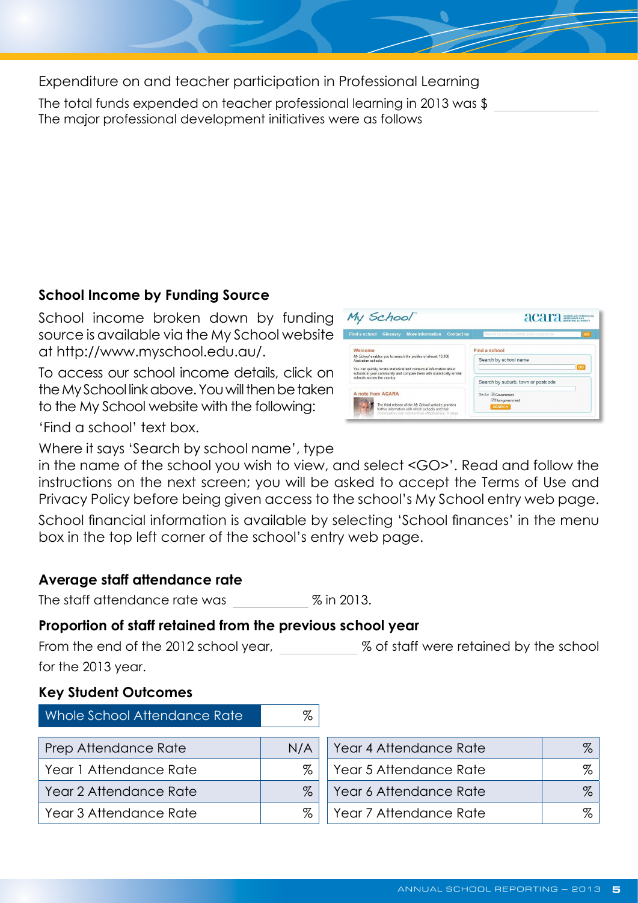Expenditure on and teacher participation in Professional Learning

The total funds expended on teacher professional learning in 2013 was $ \_\_\_\_\_\_\_\_\_\_

The major professional development initiatives were as follows

### School Income by Funding Source

School income broken down by funding source is available via the My School website at http://www.myschool.edu.au/.

To access our school income details, click on the My School link above. You will then be taken to the My School website with the following:

'Find a school' text box.

Where it says 'Search by school name', type in the name of the school you wish to view, and select <GO>'. Read and follow the instructions on the next screen; you will be asked to accept the Terms of Use and Privacy Policy before being given access to the school's My School entry web page.

School financial information is available by selecting 'School finances' in the menu box in the top left corner of the school's entry web page.

### Average staff attendance rate

The staff attendance rate was \_\_\_\_\_\_\_\_\_\_ % in 2013.

### Proportion of staff retained from the previous school year

From the end of the 2012 school year, \_\_\_\_\_\_\_\_\_\_ % of staff were retained by the school for the 2013 year.

### Key Student Outcomes

| Whole School Attendance Rate | % |
|---|---|

| Prep Attendance Rate | N/A | Year 4 Attendance Rate | % |
|---|---|---|---|
| Year 1 Attendance Rate | % | Year 5 Attendance Rate | % |
| Year 2 Attendance Rate | % | Year 6 Attendance Rate | % |
| Year 3 Attendance Rate | % | Year 7 Attendance Rate | % |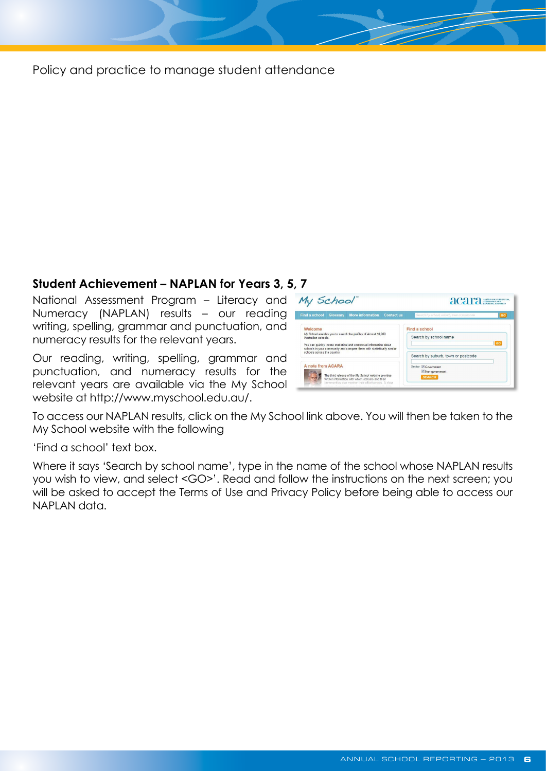Policy and practice to manage student attendance

### Student Achievement – NAPLAN for Years 3, 5, 7

National Assessment Program – Literacy and Numeracy (NAPLAN) results – our reading writing, spelling, grammar and punctuation, and numeracy results for the relevant years.

Our reading, writing, spelling, grammar and punctuation, and numeracy results for the relevant years are available via the My School website at http://www.myschool.edu.au/.

To access our NAPLAN results, click on the My School link above. You will then be taken to the My School website with the following

'Find a school' text box.

Where it says 'Search by school name', type in the name of the school whose NAPLAN results you wish to view, and select <GO>'. Read and follow the instructions on the next screen; you will be asked to accept the Terms of Use and Privacy Policy before being able to access our NAPLAN data.